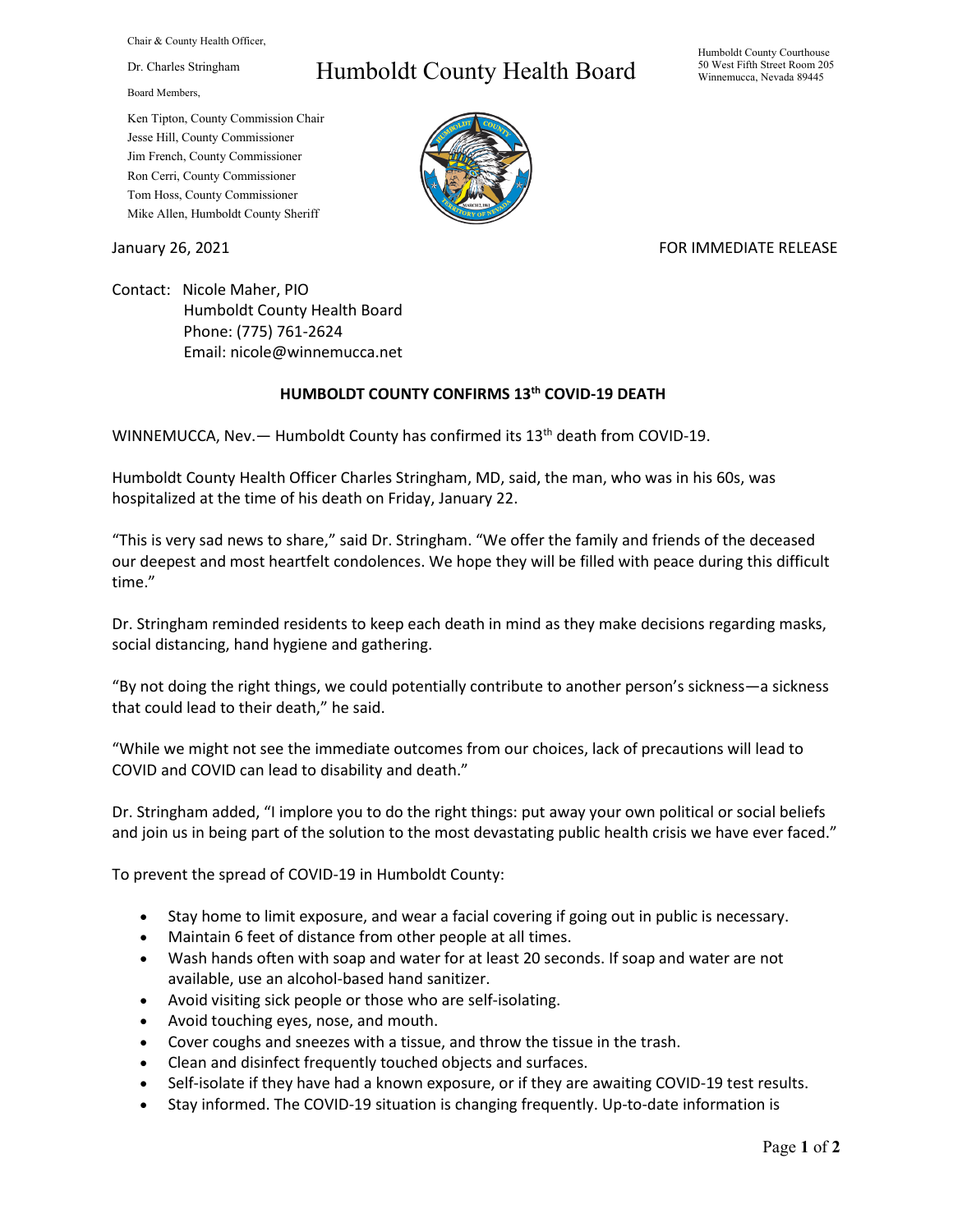Chair & County Health Officer,

Dr. Charles Stringham

Board Members,

Ken Tipton, County Commission Chair
Jesse Hill, County Commissioner
Jim French, County Commissioner
Ron Cerri, County Commissioner
Tom Hoss, County Commissioner
Mike Allen, Humboldt County Sheriff

# Humboldt County Health Board

Humboldt County Courthouse
50 West Fifth Street Room 205
Winnemucca, Nevada 89445

January 26, 2021

FOR IMMEDIATE RELEASE

Contact: Nicole Maher, PIO
Humboldt County Health Board
Phone: (775) 761-2624
Email: nicole@winnemucca.net

## HUMBOLDT COUNTY CONFIRMS 13th COVID-19 DEATH

WINNEMUCCA, Nev.— Humboldt County has confirmed its 13th death from COVID-19.

Humboldt County Health Officer Charles Stringham, MD, said, the man, who was in his 60s, was hospitalized at the time of his death on Friday, January 22.

"This is very sad news to share," said Dr. Stringham. "We offer the family and friends of the deceased our deepest and most heartfelt condolences. We hope they will be filled with peace during this difficult time."

Dr. Stringham reminded residents to keep each death in mind as they make decisions regarding masks, social distancing, hand hygiene and gathering.

"By not doing the right things, we could potentially contribute to another person's sickness—a sickness that could lead to their death," he said.

"While we might not see the immediate outcomes from our choices, lack of precautions will lead to COVID and COVID can lead to disability and death."

Dr. Stringham added, "I implore you to do the right things: put away your own political or social beliefs and join us in being part of the solution to the most devastating public health crisis we have ever faced."

To prevent the spread of COVID-19 in Humboldt County:

- Stay home to limit exposure, and wear a facial covering if going out in public is necessary.
- Maintain 6 feet of distance from other people at all times.
- Wash hands often with soap and water for at least 20 seconds. If soap and water are not available, use an alcohol-based hand sanitizer.
- Avoid visiting sick people or those who are self-isolating.
- Avoid touching eyes, nose, and mouth.
- Cover coughs and sneezes with a tissue, and throw the tissue in the trash.
- Clean and disinfect frequently touched objects and surfaces.
- Self-isolate if they have had a known exposure, or if they are awaiting COVID-19 test results.
- Stay informed. The COVID-19 situation is changing frequently. Up-to-date information is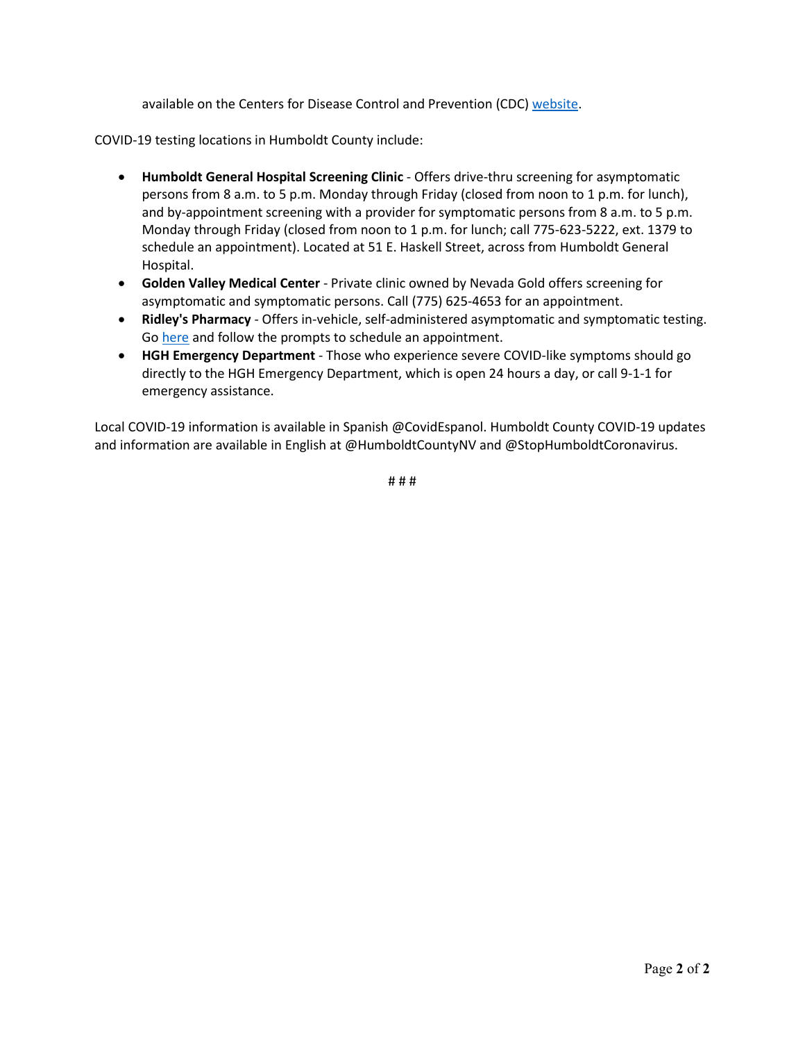available on the Centers for Disease Control and Prevention (CDC) website.

COVID-19 testing locations in Humboldt County include:

- **Humboldt General Hospital Screening Clinic** - Offers drive-thru screening for asymptomatic persons from 8 a.m. to 5 p.m. Monday through Friday (closed from noon to 1 p.m. for lunch), and by-appointment screening with a provider for symptomatic persons from 8 a.m. to 5 p.m. Monday through Friday (closed from noon to 1 p.m. for lunch; call 775-623-5222, ext. 1379 to schedule an appointment). Located at 51 E. Haskell Street, across from Humboldt General Hospital.
- **Golden Valley Medical Center** - Private clinic owned by Nevada Gold offers screening for asymptomatic and symptomatic persons. Call (775) 625-4653 for an appointment.
- **Ridley's Pharmacy** - Offers in-vehicle, self-administered asymptomatic and symptomatic testing. Go here and follow the prompts to schedule an appointment.
- **HGH Emergency Department** - Those who experience severe COVID-like symptoms should go directly to the HGH Emergency Department, which is open 24 hours a day, or call 9-1-1 for emergency assistance.

Local COVID-19 information is available in Spanish @CovidEspanol. Humboldt County COVID-19 updates and information are available in English at @HumboldtCountyNV and @StopHumboldtCoronavirus.

# # #